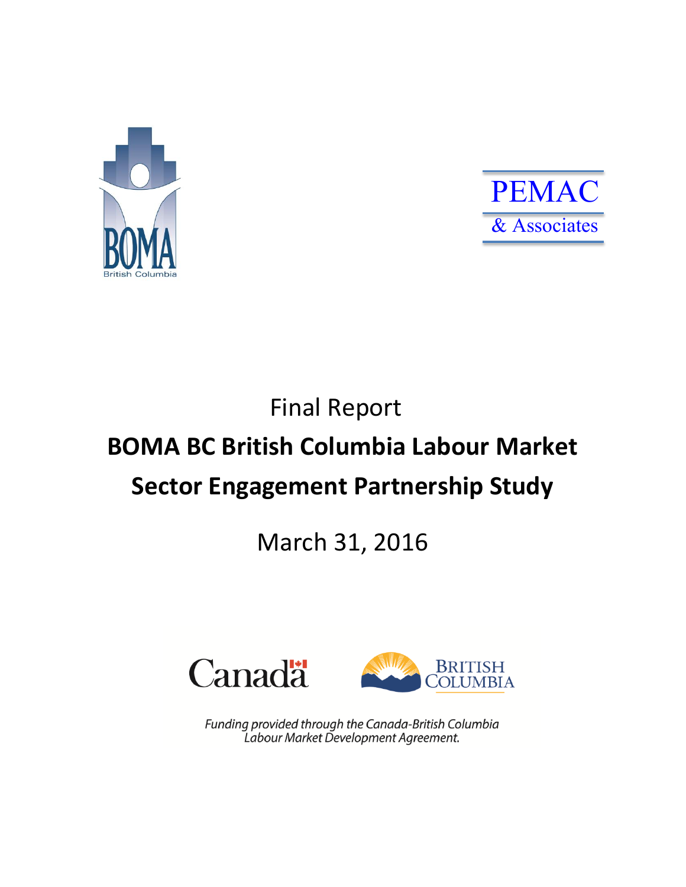Final Report

# BOMA BC British Columbia Labour Market Sector Engagement Partnership Study

March 31, 2016

*Funding provided through the Canada-British Columbia Labour Market Development Agreement.*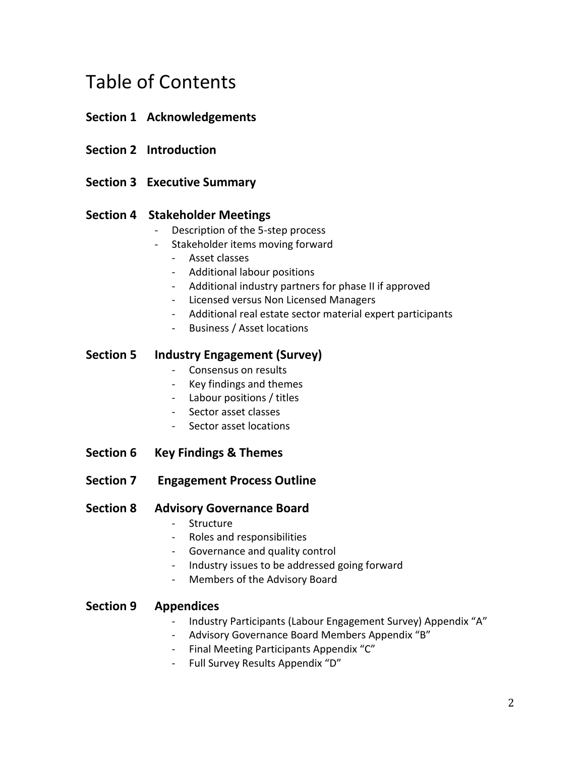# Table of Contents

**Section 1 Acknowledgements**

**Section 2 Introduction**

**Section 3 Executive Summary**

**Section 4 Stakeholder Meetings**

- Description of the 5-step process
- Stakeholder items moving forward
  - Asset classes
  - Additional labour positions
  - Additional industry partners for phase II if approved
  - Licensed versus Non Licensed Managers
  - Additional real estate sector material expert participants
  - Business / Asset locations

**Section 5 Industry Engagement (Survey)**

- Consensus on results
- Key findings and themes
- Labour positions / titles
- Sector asset classes
- Sector asset locations

**Section 6 Key Findings & Themes**

**Section 7 Engagement Process Outline**

**Section 8 Advisory Governance Board**

- Structure
- Roles and responsibilities
- Governance and quality control
- Industry issues to be addressed going forward
- Members of the Advisory Board

**Section 9 Appendices**

- Industry Participants (Labour Engagement Survey) Appendix "A"
- Advisory Governance Board Members Appendix "B"
- Final Meeting Participants Appendix "C"
- Full Survey Results Appendix "D"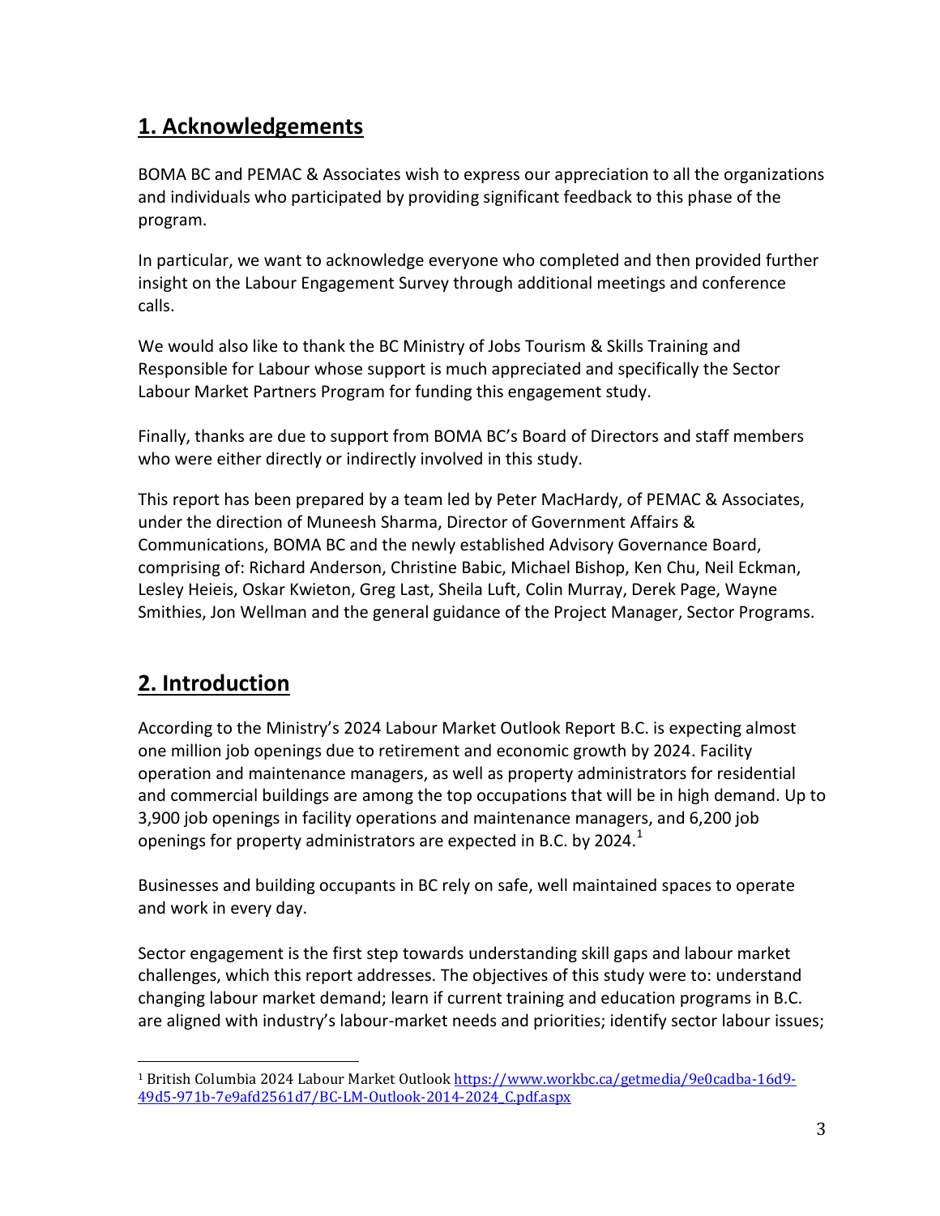## 1. Acknowledgements

BOMA BC and PEMAC & Associates wish to express our appreciation to all the organizations and individuals who participated by providing significant feedback to this phase of the program.

In particular, we want to acknowledge everyone who completed and then provided further insight on the Labour Engagement Survey through additional meetings and conference calls.

We would also like to thank the BC Ministry of Jobs Tourism & Skills Training and Responsible for Labour whose support is much appreciated and specifically the Sector Labour Market Partners Program for funding this engagement study.

Finally, thanks are due to support from BOMA BC's Board of Directors and staff members who were either directly or indirectly involved in this study.

This report has been prepared by a team led by Peter MacHardy, of PEMAC & Associates, under the direction of Muneesh Sharma, Director of Government Affairs & Communications, BOMA BC and the newly established Advisory Governance Board, comprising of: Richard Anderson, Christine Babic, Michael Bishop, Ken Chu, Neil Eckman, Lesley Heieis, Oskar Kwieton, Greg Last, Sheila Luft, Colin Murray, Derek Page, Wayne Smithies, Jon Wellman and the general guidance of the Project Manager, Sector Programs.

## 2. Introduction

According to the Ministry's 2024 Labour Market Outlook Report B.C. is expecting almost one million job openings due to retirement and economic growth by 2024. Facility operation and maintenance managers, as well as property administrators for residential and commercial buildings are among the top occupations that will be in high demand. Up to 3,900 job openings in facility operations and maintenance managers, and 6,200 job openings for property administrators are expected in B.C. by 2024.[1]

Businesses and building occupants in BC rely on safe, well maintained spaces to operate and work in every day.

Sector engagement is the first step towards understanding skill gaps and labour market challenges, which this report addresses. The objectives of this study were to: understand changing labour market demand; learn if current training and education programs in B.C. are aligned with industry's labour-market needs and priorities; identify sector labour issues;

[1] British Columbia 2024 Labour Market Outlook https://www.workbc.ca/getmedia/9e0cadba-16d9-49d5-971b-7e9afd2561d7/BC-LM-Outlook-2014-2024_C.pdf.aspx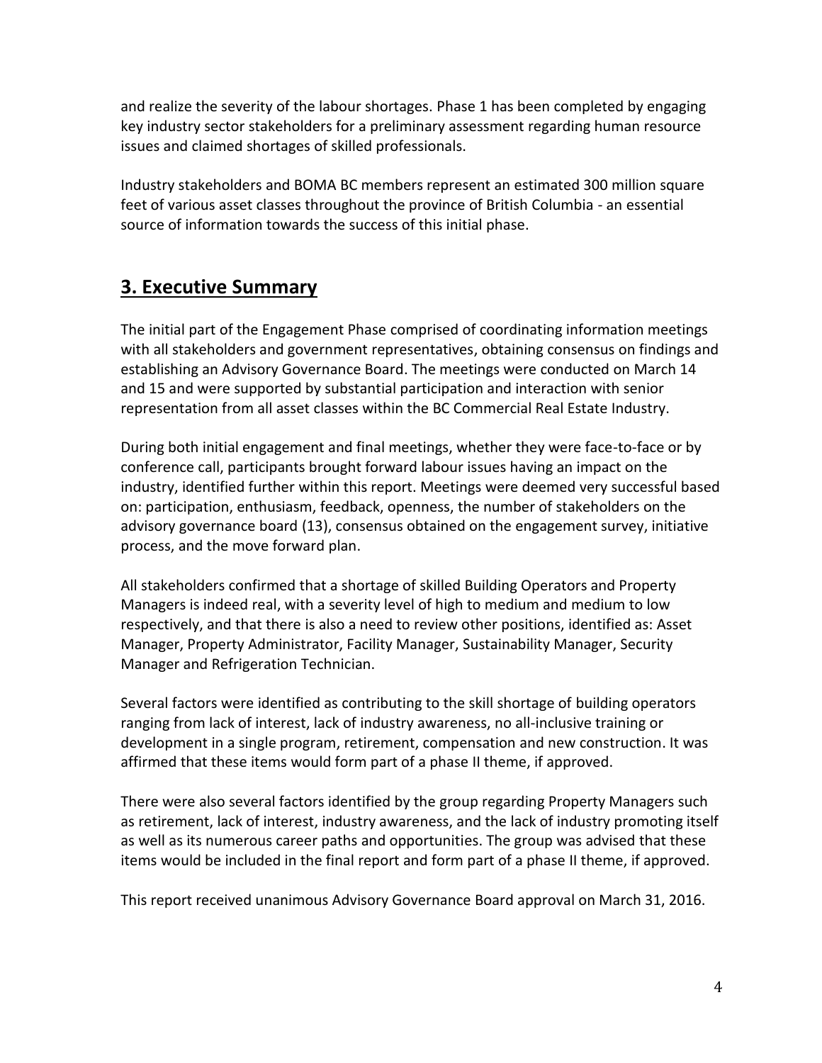and realize the severity of the labour shortages. Phase 1 has been completed by engaging key industry sector stakeholders for a preliminary assessment regarding human resource issues and claimed shortages of skilled professionals.

Industry stakeholders and BOMA BC members represent an estimated 300 million square feet of various asset classes throughout the province of British Columbia - an essential source of information towards the success of this initial phase.

## 3. Executive Summary

The initial part of the Engagement Phase comprised of coordinating information meetings with all stakeholders and government representatives, obtaining consensus on findings and establishing an Advisory Governance Board. The meetings were conducted on March 14 and 15 and were supported by substantial participation and interaction with senior representation from all asset classes within the BC Commercial Real Estate Industry.

During both initial engagement and final meetings, whether they were face-to-face or by conference call, participants brought forward labour issues having an impact on the industry, identified further within this report. Meetings were deemed very successful based on: participation, enthusiasm, feedback, openness, the number of stakeholders on the advisory governance board (13), consensus obtained on the engagement survey, initiative process, and the move forward plan.

All stakeholders confirmed that a shortage of skilled Building Operators and Property Managers is indeed real, with a severity level of high to medium and medium to low respectively, and that there is also a need to review other positions, identified as: Asset Manager, Property Administrator, Facility Manager, Sustainability Manager, Security Manager and Refrigeration Technician.

Several factors were identified as contributing to the skill shortage of building operators ranging from lack of interest, lack of industry awareness, no all-inclusive training or development in a single program, retirement, compensation and new construction. It was affirmed that these items would form part of a phase II theme, if approved.

There were also several factors identified by the group regarding Property Managers such as retirement, lack of interest, industry awareness, and the lack of industry promoting itself as well as its numerous career paths and opportunities. The group was advised that these items would be included in the final report and form part of a phase II theme, if approved.

This report received unanimous Advisory Governance Board approval on March 31, 2016.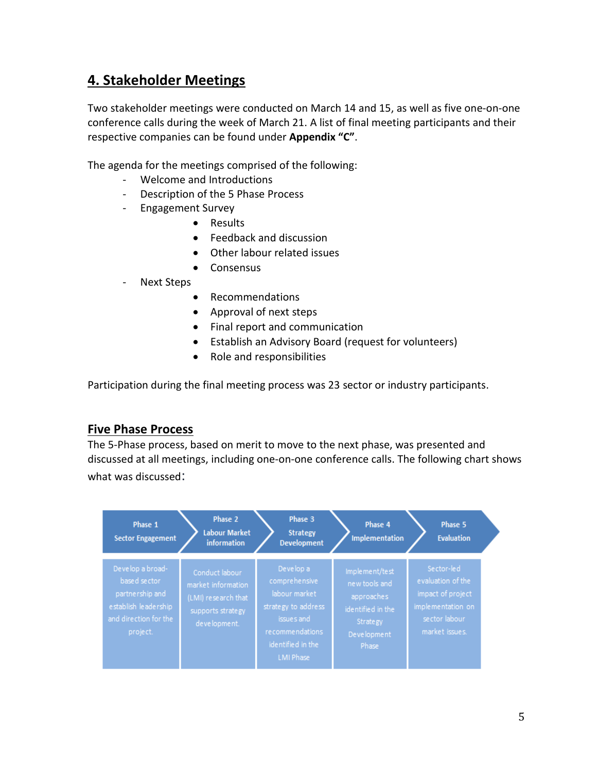## 4. Stakeholder Meetings

Two stakeholder meetings were conducted on March 14 and 15, as well as five one-on-one conference calls during the week of March 21. A list of final meeting participants and their respective companies can be found under **Appendix "C"**.

The agenda for the meetings comprised of the following:

- Welcome and Introductions
- Description of the 5 Phase Process
- Engagement Survey
  - Results
  - Feedback and discussion
  - Other labour related issues
  - Consensus
- Next Steps
  - Recommendations
  - Approval of next steps
  - Final report and communication
  - Establish an Advisory Board (request for volunteers)
  - Role and responsibilities

Participation during the final meeting process was 23 sector or industry participants.

### Five Phase Process

The 5-Phase process, based on merit to move to the next phase, was presented and discussed at all meetings, including one-on-one conference calls. The following chart shows what was discussed:

| Phase 1 Sector Engagement | Phase 2 Labour Market information | Phase 3 Strategy Development | Phase 4 Implementation | Phase 5 Evaluation |
|---|---|---|---|---|
| Develop a broad-based sector partnership and establish leadership and direction for the project. | Conduct labour market information (LMI) research that supports strategy development. | Develop a comprehensive labour market strategy to address issues and recommendations identified in the LMI Phase | Implement/test new tools and approaches identified in the Strategy Development Phase | Sector-led evaluation of the impact of project implementation on sector labour market issues. |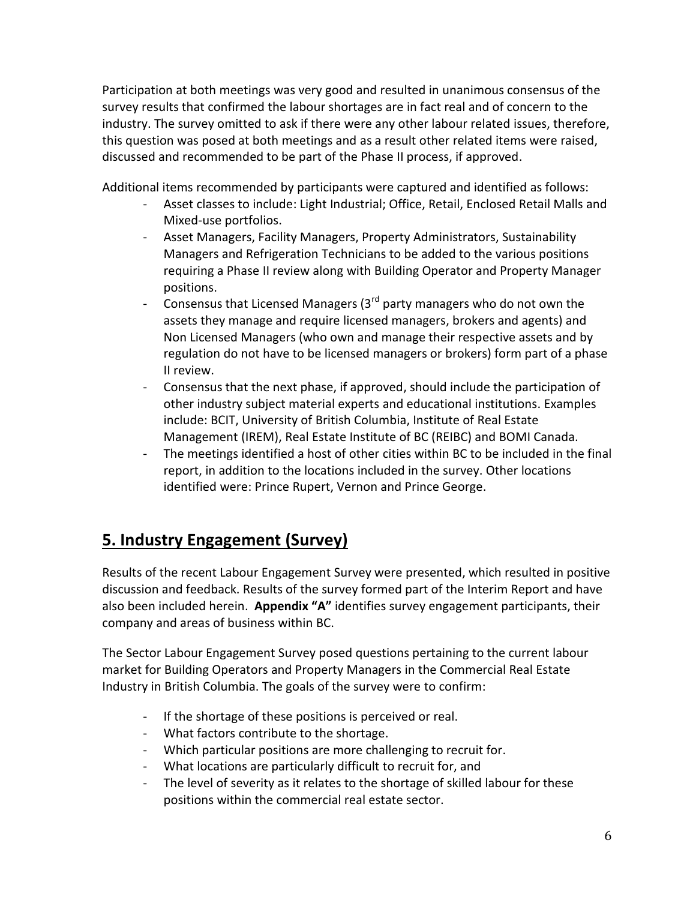Participation at both meetings was very good and resulted in unanimous consensus of the survey results that confirmed the labour shortages are in fact real and of concern to the industry. The survey omitted to ask if there were any other labour related issues, therefore, this question was posed at both meetings and as a result other related items were raised, discussed and recommended to be part of the Phase II process, if approved.

Additional items recommended by participants were captured and identified as follows:

- Asset classes to include: Light Industrial; Office, Retail, Enclosed Retail Malls and Mixed-use portfolios.
- Asset Managers, Facility Managers, Property Administrators, Sustainability Managers and Refrigeration Technicians to be added to the various positions requiring a Phase II review along with Building Operator and Property Manager positions.
- Consensus that Licensed Managers (3rd party managers who do not own the assets they manage and require licensed managers, brokers and agents) and Non Licensed Managers (who own and manage their respective assets and by regulation do not have to be licensed managers or brokers) form part of a phase II review.
- Consensus that the next phase, if approved, should include the participation of other industry subject material experts and educational institutions. Examples include: BCIT, University of British Columbia, Institute of Real Estate Management (IREM), Real Estate Institute of BC (REIBC) and BOMI Canada.
- The meetings identified a host of other cities within BC to be included in the final report, in addition to the locations included in the survey. Other locations identified were: Prince Rupert, Vernon and Prince George.

## 5. Industry Engagement (Survey)

Results of the recent Labour Engagement Survey were presented, which resulted in positive discussion and feedback. Results of the survey formed part of the Interim Report and have also been included herein. **Appendix "A"** identifies survey engagement participants, their company and areas of business within BC.

The Sector Labour Engagement Survey posed questions pertaining to the current labour market for Building Operators and Property Managers in the Commercial Real Estate Industry in British Columbia. The goals of the survey were to confirm:

- If the shortage of these positions is perceived or real.
- What factors contribute to the shortage.
- Which particular positions are more challenging to recruit for.
- What locations are particularly difficult to recruit for, and
- The level of severity as it relates to the shortage of skilled labour for these positions within the commercial real estate sector.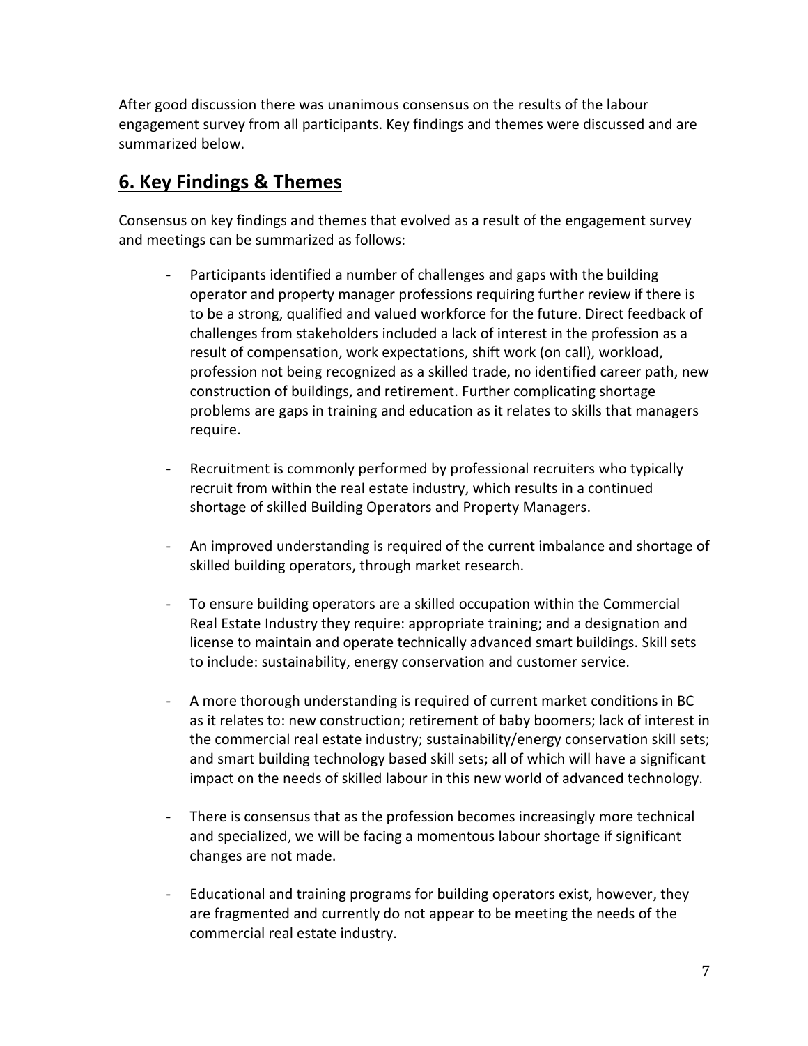After good discussion there was unanimous consensus on the results of the labour engagement survey from all participants. Key findings and themes were discussed and are summarized below.

## 6. Key Findings & Themes

Consensus on key findings and themes that evolved as a result of the engagement survey and meetings can be summarized as follows:

- Participants identified a number of challenges and gaps with the building operator and property manager professions requiring further review if there is to be a strong, qualified and valued workforce for the future. Direct feedback of challenges from stakeholders included a lack of interest in the profession as a result of compensation, work expectations, shift work (on call), workload, profession not being recognized as a skilled trade, no identified career path, new construction of buildings, and retirement. Further complicating shortage problems are gaps in training and education as it relates to skills that managers require.

- Recruitment is commonly performed by professional recruiters who typically recruit from within the real estate industry, which results in a continued shortage of skilled Building Operators and Property Managers.

- An improved understanding is required of the current imbalance and shortage of skilled building operators, through market research.

- To ensure building operators are a skilled occupation within the Commercial Real Estate Industry they require: appropriate training; and a designation and license to maintain and operate technically advanced smart buildings. Skill sets to include: sustainability, energy conservation and customer service.

- A more thorough understanding is required of current market conditions in BC as it relates to: new construction; retirement of baby boomers; lack of interest in the commercial real estate industry; sustainability/energy conservation skill sets; and smart building technology based skill sets; all of which will have a significant impact on the needs of skilled labour in this new world of advanced technology.

- There is consensus that as the profession becomes increasingly more technical and specialized, we will be facing a momentous labour shortage if significant changes are not made.

- Educational and training programs for building operators exist, however, they are fragmented and currently do not appear to be meeting the needs of the commercial real estate industry.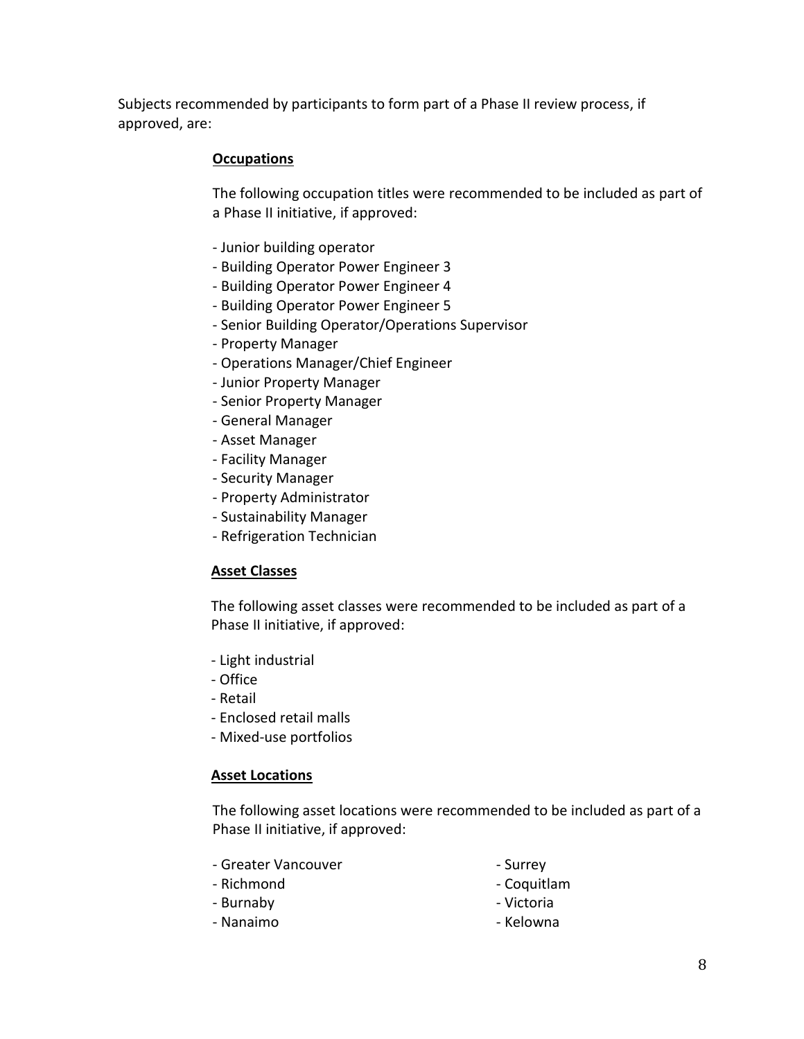Subjects recommended by participants to form part of a Phase II review process, if approved, are:

**Occupations**

The following occupation titles were recommended to be included as part of a Phase II initiative, if approved:

- Junior building operator
- Building Operator Power Engineer 3
- Building Operator Power Engineer 4
- Building Operator Power Engineer 5
- Senior Building Operator/Operations Supervisor
- Property Manager
- Operations Manager/Chief Engineer
- Junior Property Manager
- Senior Property Manager
- General Manager
- Asset Manager
- Facility Manager
- Security Manager
- Property Administrator
- Sustainability Manager
- Refrigeration Technician

**Asset Classes**

The following asset classes were recommended to be included as part of a Phase II initiative, if approved:

- Light industrial
- Office
- Retail
- Enclosed retail malls
- Mixed-use portfolios

**Asset Locations**

The following asset locations were recommended to be included as part of a Phase II initiative, if approved:

- Greater Vancouver
- Richmond
- Burnaby
- Nanaimo
- Surrey
- Coquitlam
- Victoria
- Kelowna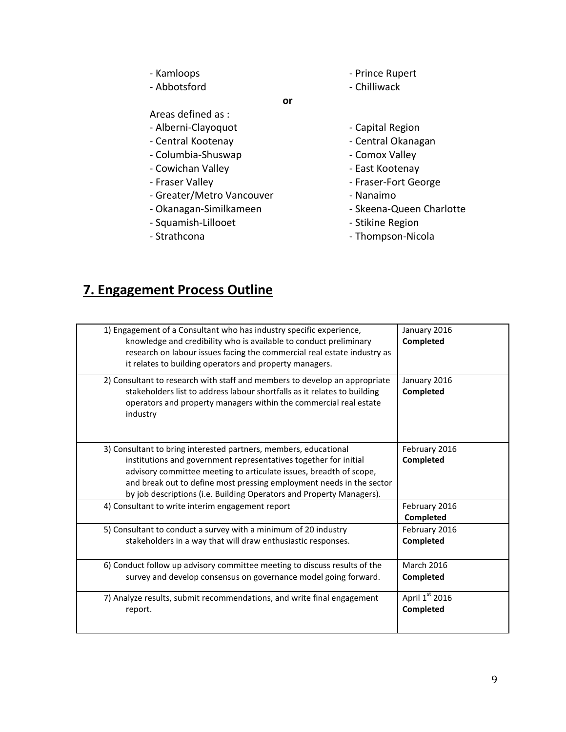- Kamloops
- Abbotsford
- Prince Rupert
- Chilliwack

**or**

Areas defined as :

- Alberni-Clayoquot
- Central Kootenay
- Columbia-Shuswap
- Cowichan Valley
- Fraser Valley
- Greater/Metro Vancouver
- Okanagan-Similkameen
- Squamish-Lillooet
- Strathcona
- Capital Region
- Central Okanagan
- Comox Valley
- East Kootenay
- Fraser-Fort George
- Nanaimo
- Skeena-Queen Charlotte
- Stikine Region
- Thompson-Nicola

## 7. Engagement Process Outline

| | |
|---|---|
| 1) Engagement of a Consultant who has industry specific experience, knowledge and credibility who is available to conduct preliminary research on labour issues facing the commercial real estate industry as it relates to building operators and property managers. | January 2016 **Completed** |
| 2) Consultant to research with staff and members to develop an appropriate stakeholders list to address labour shortfalls as it relates to building operators and property managers within the commercial real estate industry | January 2016 **Completed** |
| 3) Consultant to bring interested partners, members, educational institutions and government representatives together for initial advisory committee meeting to articulate issues, breadth of scope, and break out to define most pressing employment needs in the sector by job descriptions (i.e. Building Operators and Property Managers). | February 2016 **Completed** |
| 4) Consultant to write interim engagement report | February 2016 **Completed** |
| 5) Consultant to conduct a survey with a minimum of 20 industry stakeholders in a way that will draw enthusiastic responses. | February 2016 **Completed** |
| 6) Conduct follow up advisory committee meeting to discuss results of the survey and develop consensus on governance model going forward. | March 2016 **Completed** |
| 7) Analyze results, submit recommendations, and write final engagement report. | April 1st 2016 **Completed** |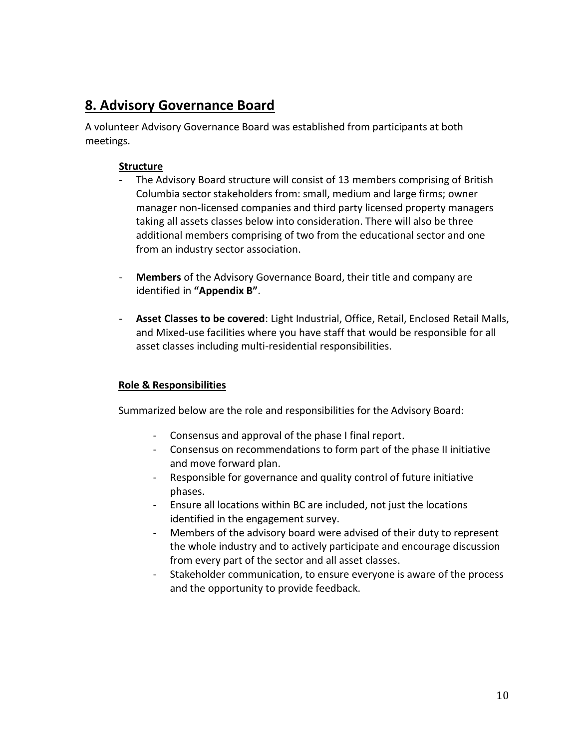## 8. Advisory Governance Board

A volunteer Advisory Governance Board was established from participants at both meetings.

### Structure

- The Advisory Board structure will consist of 13 members comprising of British Columbia sector stakeholders from: small, medium and large firms; owner manager non-licensed companies and third party licensed property managers taking all assets classes below into consideration. There will also be three additional members comprising of two from the educational sector and one from an industry sector association.
- **Members** of the Advisory Governance Board, their title and company are identified in **"Appendix B"**.
- **Asset Classes to be covered**: Light Industrial, Office, Retail, Enclosed Retail Malls, and Mixed-use facilities where you have staff that would be responsible for all asset classes including multi-residential responsibilities.

### Role & Responsibilities

Summarized below are the role and responsibilities for the Advisory Board:

- Consensus and approval of the phase I final report.
- Consensus on recommendations to form part of the phase II initiative and move forward plan.
- Responsible for governance and quality control of future initiative phases.
- Ensure all locations within BC are included, not just the locations identified in the engagement survey.
- Members of the advisory board were advised of their duty to represent the whole industry and to actively participate and encourage discussion from every part of the sector and all asset classes.
- Stakeholder communication, to ensure everyone is aware of the process and the opportunity to provide feedback.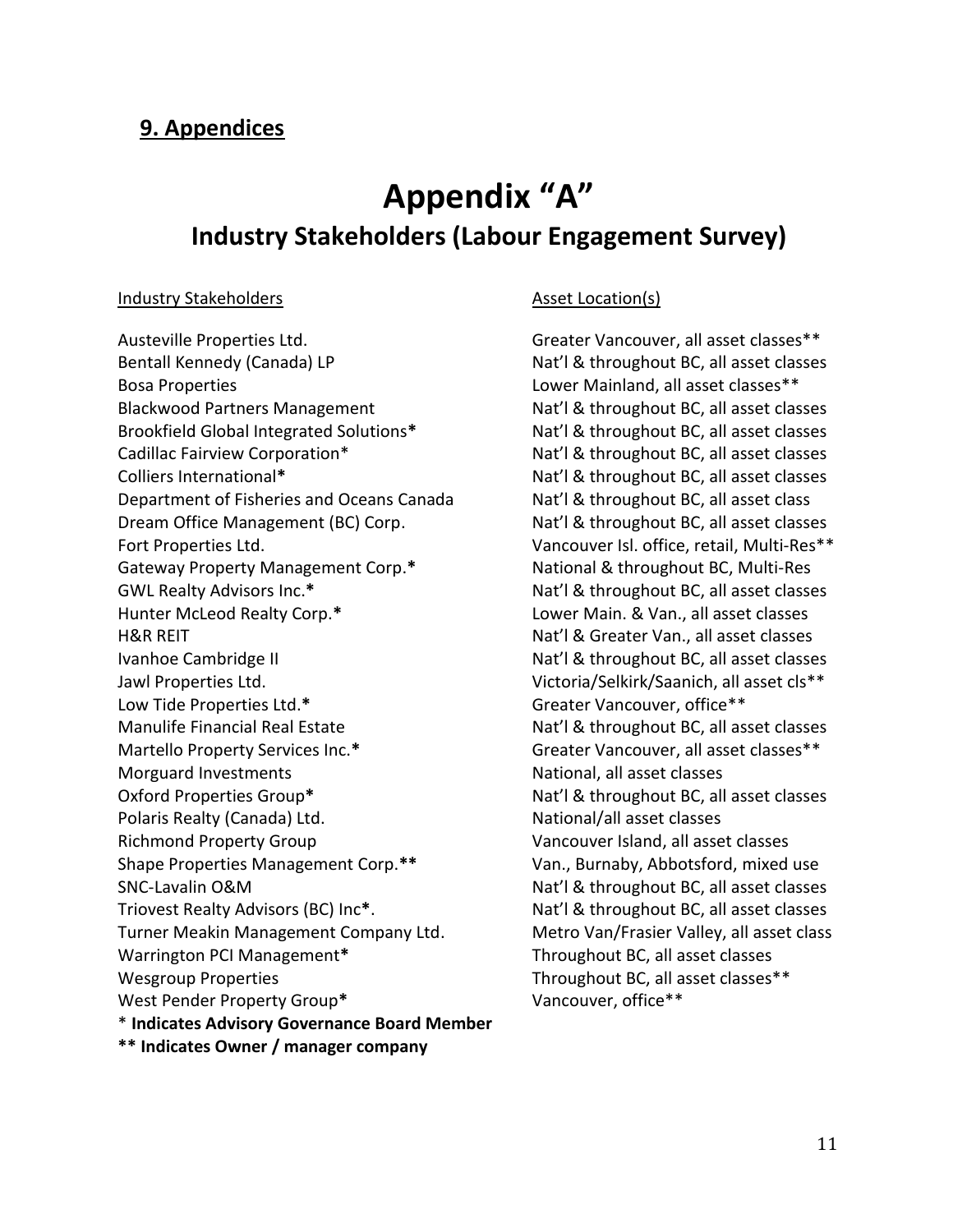## 9. Appendices

# Appendix "A"

## Industry Stakeholders (Labour Engagement Survey)

| Industry Stakeholders | Asset Location(s) |
|---|---|
| Austeville Properties Ltd. | Greater Vancouver, all asset classes** |
| Bentall Kennedy (Canada) LP | Nat'l & throughout BC, all asset classes |
| Bosa Properties | Lower Mainland, all asset classes** |
| Blackwood Partners Management | Nat'l & throughout BC, all asset classes |
| Brookfield Global Integrated Solutions* | Nat'l & throughout BC, all asset classes |
| Cadillac Fairview Corporation* | Nat'l & throughout BC, all asset classes |
| Colliers International* | Nat'l & throughout BC, all asset classes |
| Department of Fisheries and Oceans Canada | Nat'l & throughout BC, all asset class |
| Dream Office Management (BC) Corp. | Nat'l & throughout BC, all asset classes |
| Fort Properties Ltd. | Vancouver Isl. office, retail, Multi-Res** |
| Gateway Property Management Corp.* | National & throughout BC, Multi-Res |
| GWL Realty Advisors Inc.* | Nat'l & throughout BC, all asset classes |
| Hunter McLeod Realty Corp.* | Lower Main. & Van., all asset classes |
| H&R REIT | Nat'l & Greater Van., all asset classes |
| Ivanhoe Cambridge II | Nat'l & throughout BC, all asset classes |
| Jawl Properties Ltd. | Victoria/Selkirk/Saanich, all asset cls** |
| Low Tide Properties Ltd.* | Greater Vancouver, office** |
| Manulife Financial Real Estate | Nat'l & throughout BC, all asset classes |
| Martello Property Services Inc.* | Greater Vancouver, all asset classes** |
| Morguard Investments | National, all asset classes |
| Oxford Properties Group* | Nat'l & throughout BC, all asset classes |
| Polaris Realty (Canada) Ltd. | National/all asset classes |
| Richmond Property Group | Vancouver Island, all asset classes |
| Shape Properties Management Corp.** | Van., Burnaby, Abbotsford, mixed use |
| SNC-Lavalin O&M | Nat'l & throughout BC, all asset classes |
| Triovest Realty Advisors (BC) Inc*. | Nat'l & throughout BC, all asset classes |
| Turner Meakin Management Company Ltd. | Metro Van/Frasier Valley, all asset class |
| Warrington PCI Management* | Throughout BC, all asset classes |
| Wesgroup Properties | Throughout BC, all asset classes** |
| West Pender Property Group* | Vancouver, office** |

\* **Indicates Advisory Governance Board Member**

**\*\* Indicates Owner / manager company**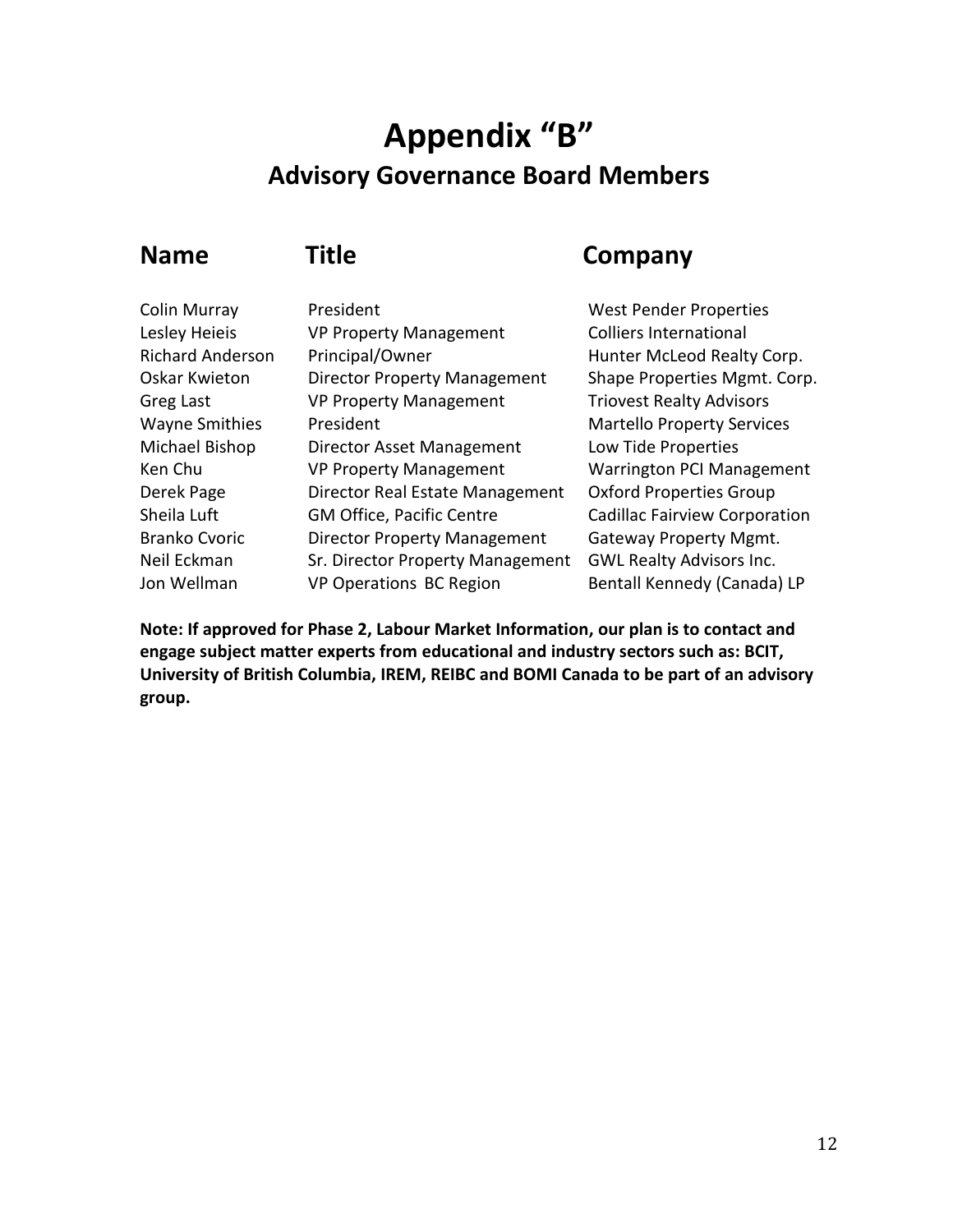# Appendix "B"

## Advisory Governance Board Members

| Name | Title | Company |
|---|---|---|
| Colin Murray | President | West Pender Properties |
| Lesley Heieis | VP Property Management | Colliers International |
| Richard Anderson | Principal/Owner | Hunter McLeod Realty Corp. |
| Oskar Kwieton | Director Property Management | Shape Properties Mgmt. Corp. |
| Greg Last | VP Property Management | Triovest Realty Advisors |
| Wayne Smithies | President | Martello Property Services |
| Michael Bishop | Director Asset Management | Low Tide Properties |
| Ken Chu | VP Property Management | Warrington PCI Management |
| Derek Page | Director Real Estate Management | Oxford Properties Group |
| Sheila Luft | GM Office, Pacific Centre | Cadillac Fairview Corporation |
| Branko Cvoric | Director Property Management | Gateway Property Mgmt. |
| Neil Eckman | Sr. Director Property Management | GWL Realty Advisors Inc. |
| Jon Wellman | VP Operations BC Region | Bentall Kennedy (Canada) LP |

**Note: If approved for Phase 2, Labour Market Information, our plan is to contact and engage subject matter experts from educational and industry sectors such as: BCIT, University of British Columbia, IREM, REIBC and BOMI Canada to be part of an advisory group.**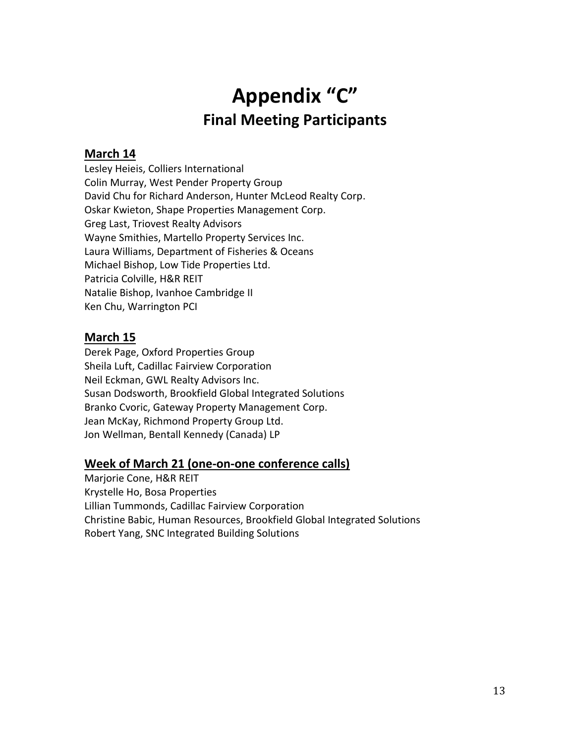# Appendix "C"
## Final Meeting Participants

### March 14

Lesley Heieis, Colliers International
Colin Murray, West Pender Property Group
David Chu for Richard Anderson, Hunter McLeod Realty Corp.
Oskar Kwieton, Shape Properties Management Corp.
Greg Last, Triovest Realty Advisors
Wayne Smithies, Martello Property Services Inc.
Laura Williams, Department of Fisheries & Oceans
Michael Bishop, Low Tide Properties Ltd.
Patricia Colville, H&R REIT
Natalie Bishop, Ivanhoe Cambridge II
Ken Chu, Warrington PCI

### March 15

Derek Page, Oxford Properties Group
Sheila Luft, Cadillac Fairview Corporation
Neil Eckman, GWL Realty Advisors Inc.
Susan Dodsworth, Brookfield Global Integrated Solutions
Branko Cvoric, Gateway Property Management Corp.
Jean McKay, Richmond Property Group Ltd.
Jon Wellman, Bentall Kennedy (Canada) LP

### Week of March 21 (one-on-one conference calls)

Marjorie Cone, H&R REIT
Krystelle Ho, Bosa Properties
Lillian Tummonds, Cadillac Fairview Corporation
Christine Babic, Human Resources, Brookfield Global Integrated Solutions
Robert Yang, SNC Integrated Building Solutions